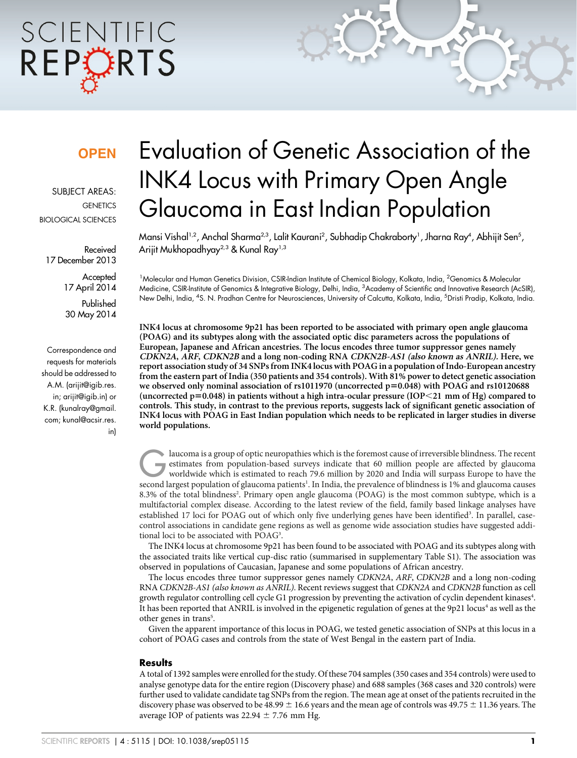OPEN

SUBJECT AREAS:
GENETICS
BIOLOGICAL SCIENCES

Received
17 December 2013

Accepted
17 April 2014

Published
30 May 2014

Correspondence and requests for materials should be addressed to A.M. (arijit@igib.res.in; arijit@igib.in) or K.R. (kunalray@gmail.com; kunal@acsir.res.in)

# Evaluation of Genetic Association of the INK4 Locus with Primary Open Angle Glaucoma in East Indian Population

Mansi Vishal[1,2], Anchal Sharma[2,3], Lalit Kaurani[2], Subhadip Chakraborty[1], Jharna Ray[4], Abhijit Sen[5], Arijit Mukhopadhyay[2,3] & Kunal Ray[1,3]

[1]Molecular and Human Genetics Division, CSIR-Indian Institute of Chemical Biology, Kolkata, India, [2]Genomics & Molecular Medicine, CSIR-Institute of Genomics & Integrative Biology, Delhi, India, [3]Academy of Scientific and Innovative Research (AcSIR), New Delhi, India, [4]S. N. Pradhan Centre for Neurosciences, University of Calcutta, Kolkata, India, [5]Dristi Pradip, Kolkata, India.

**INK4 locus at chromosome 9p21 has been reported to be associated with primary open angle glaucoma (POAG) and its subtypes along with the associated optic disc parameters across the populations of European, Japanese and African ancestries. The locus encodes three tumor suppressor genes namely *CDKN2A*, *ARF*, *CDKN2B* and a long non-coding RNA *CDKN2B-AS1 (also known as ANRIL)*. Here, we report association study of 34 SNPs from INK4 locus with POAG in a population of Indo-European ancestry from the eastern part of India (350 patients and 354 controls). With 81% power to detect genetic association we observed only nominal association of rs1011970 (uncorrected p=0.048) with POAG and rs10120688 (uncorrected p=0.048) in patients without a high intra-ocular pressure (IOP<21 mm of Hg) compared to controls. This study, in contrast to the previous reports, suggests lack of significant genetic association of INK4 locus with POAG in East Indian population which needs to be replicated in larger studies in diverse world populations.**

Glaucoma is a group of optic neuropathies which is the foremost cause of irreversible blindness. The recent estimates from population-based surveys indicate that 60 million people are affected by glaucoma worldwide which is estimated to reach 79.6 million by 2020 and India will surpass Europe to have the second largest population of glaucoma patients[1]. In India, the prevalence of blindness is 1% and glaucoma causes 8.3% of the total blindness[2]. Primary open angle glaucoma (POAG) is the most common subtype, which is a multifactorial complex disease. According to the latest review of the field, family based linkage analyses have established 17 loci for POAG out of which only five underlying genes have been identified[3]. In parallel, case-control associations in candidate gene regions as well as genome wide association studies have suggested additional loci to be associated with POAG[3].

The INK4 locus at chromosome 9p21 has been found to be associated with POAG and its subtypes along with the associated traits like vertical cup-disc ratio (summarised in supplementary Table S1). The association was observed in populations of Caucasian, Japanese and some populations of African ancestry.

The locus encodes three tumor suppressor genes namely *CDKN2A*, *ARF*, *CDKN2B* and a long non-coding RNA *CDKN2B-AS1 (also known as ANRIL)*. Recent reviews suggest that *CDKN2A* and *CDKN2B* function as cell growth regulator controlling cell cycle G1 progression by preventing the activation of cyclin dependent kinases[4]. It has been reported that ANRIL is involved in the epigenetic regulation of genes at the 9p21 locus[4] as well as the other genes in trans[5].

Given the apparent importance of this locus in POAG, we tested genetic association of SNPs at this locus in a cohort of POAG cases and controls from the state of West Bengal in the eastern part of India.

## Results

A total of 1392 samples were enrolled for the study. Of these 704 samples (350 cases and 354 controls) were used to analyse genotype data for the entire region (Discovery phase) and 688 samples (368 cases and 320 controls) were further used to validate candidate tag SNPs from the region. The mean age at onset of the patients recruited in the discovery phase was observed to be 48.99 ± 16.6 years and the mean age of controls was 49.75 ± 11.36 years. The average IOP of patients was 22.94 ± 7.76 mm Hg.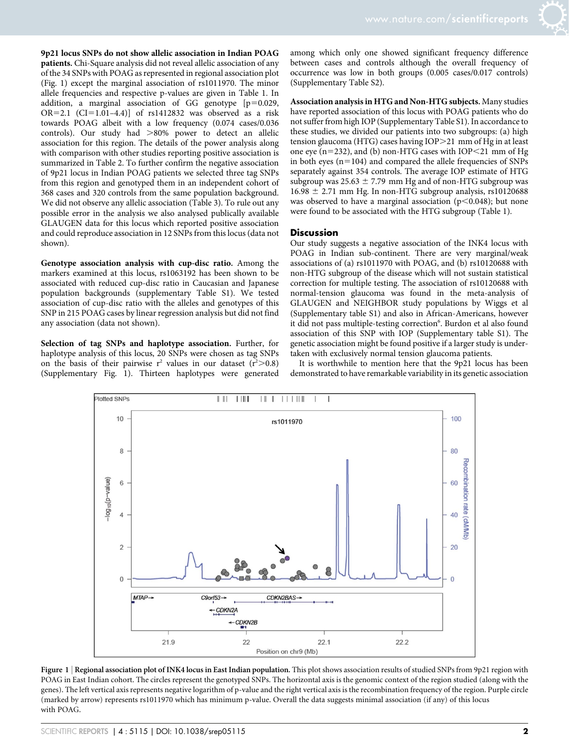**9p21 locus SNPs do not show allelic association in Indian POAG patients.** Chi-Square analysis did not reveal allelic association of any of the 34 SNPs with POAG as represented in regional association plot (Fig. 1) except the marginal association of rs1011970. The minor allele frequencies and respective p-values are given in Table 1. In addition, a marginal association of GG genotype [$p=0.029$, OR=2.1 (CI=1.01–4.4)] of rs1412832 was observed as a risk towards POAG albeit with a low frequency (0.074 cases/0.036 controls). Our study had >80% power to detect an allelic association for this region. The details of the power analysis along with comparison with other studies reporting positive association is summarized in Table 2. To further confirm the negative association of 9p21 locus in Indian POAG patients we selected three tag SNPs from this region and genotyped them in an independent cohort of 368 cases and 320 controls from the same population background. We did not observe any allelic association (Table 3). To rule out any possible error in the analysis we also analysed publically available GLAUGEN data for this locus which reported positive association and could reproduce association in 12 SNPs from this locus (data not shown).

**Genotype association analysis with cup-disc ratio.** Among the markers examined at this locus, rs1063192 has been shown to be associated with reduced cup-disc ratio in Caucasian and Japanese population backgrounds (supplementary Table S1). We tested association of cup-disc ratio with the alleles and genotypes of this SNP in 215 POAG cases by linear regression analysis but did not find any association (data not shown).

**Selection of tag SNPs and haplotype association.** Further, for haplotype analysis of this locus, 20 SNPs were chosen as tag SNPs on the basis of their pairwise $r^2$ values in our dataset ($r^2>0.8$) (Supplementary Fig. 1). Thirteen haplotypes were generated among which only one showed significant frequency difference between cases and controls although the overall frequency of occurrence was low in both groups (0.005 cases/0.017 controls) (Supplementary Table S2).

**Association analysis in HTG and Non-HTG subjects.** Many studies have reported association of this locus with POAG patients who do not suffer from high IOP (Supplementary Table S1). In accordance to these studies, we divided our patients into two subgroups: (a) high tension glaucoma (HTG) cases having IOP>21 mm of Hg in at least one eye (n=232), and (b) non-HTG cases with IOP<21 mm of Hg in both eyes (n=104) and compared the allele frequencies of SNPs separately against 354 controls. The average IOP estimate of HTG subgroup was 25.63 ± 7.79 mm Hg and of non-HTG subgroup was 16.98 ± 2.71 mm Hg. In non-HTG subgroup analysis, rs10120688 was observed to have a marginal association ($p<0.048$); but none were found to be associated with the HTG subgroup (Table 1).

## Discussion

Our study suggests a negative association of the INK4 locus with POAG in Indian sub-continent. There are very marginal/weak associations of (a) rs1011970 with POAG, and (b) rs10120688 with non-HTG subgroup of the disease which will not sustain statistical correction for multiple testing. The association of rs10120688 with normal-tension glaucoma was found in the meta-analysis of GLAUGEN and NEIGHBOR study populations by Wiggs et al (Supplementary table S1) and also in African-Americans, however it did not pass multiple-testing correction[6]. Burdon et al also found association of this SNP with IOP (Supplementary table S1). The genetic association might be found positive if a larger study is undertaken with exclusively normal tension glaucoma patients.

It is worthwhile to mention here that the 9p21 locus has been demonstrated to have remarkable variability in its genetic association

Plotted SNPs
rs1011970
−log10(p−value)
Recombination rate (cM/Mb)
0 2 4 6 8 10
0 20 40 60 80 100
MTAP→ C9orf53→ CDKN2BAS→ ←CDKN2A ←CDKN2B
21.9 22 22.1 22.2
Position on chr9 (Mb)

**Figure 1** | **Regional association plot of INK4 locus in East Indian population.** This plot shows association results of studied SNPs from 9p21 region with POAG in East Indian cohort. The circles represent the genotyped SNPs. The horizontal axis is the genomic context of the region studied (along with the genes). The left vertical axis represents negative logarithm of p-value and the right vertical axis is the recombination frequency of the region. Purple circle (marked by arrow) represents rs1011970 which has minimum p-value. Overall the data suggests minimal association (if any) of this locus with POAG.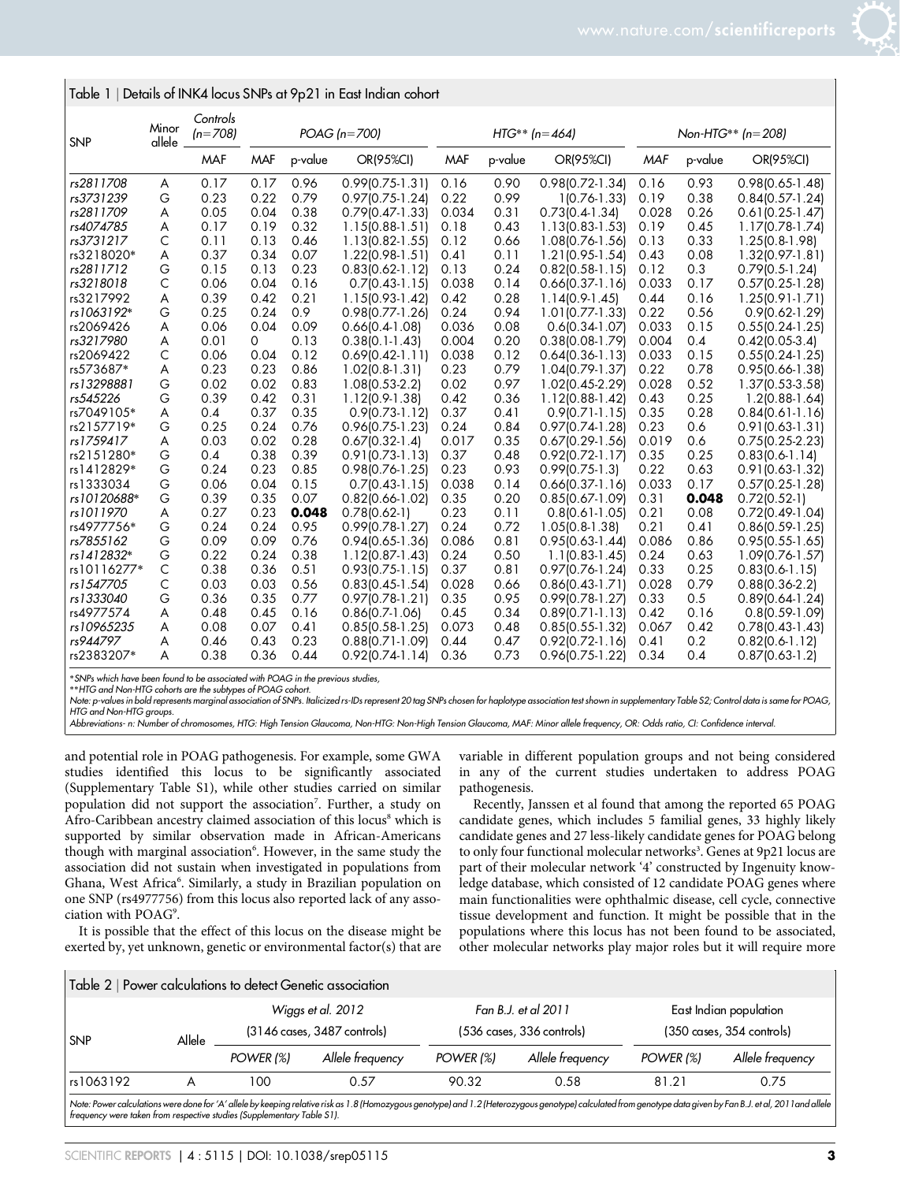Table 1 | Details of INK4 locus SNPs at 9p21 in East Indian cohort

| SNP | Minor allele | Controls (n=708) | POAG (n=700) | | | HTG** (n=464) | | | Non-HTG** (n=208) | | |
|---|---|---|---|---|---|---|---|---|---|---|---|
| | | MAF | MAF | p-value | OR(95%CI) | MAF | p-value | OR(95%CI) | MAF | p-value | OR(95%CI) |
| *rs2811708* | A | 0.17 | 0.17 | 0.96 | 0.99(0.75-1.31) | 0.16 | 0.90 | 0.98(0.72-1.34) | 0.16 | 0.93 | 0.98(0.65-1.48) |
| *rs3731239* | G | 0.23 | 0.22 | 0.79 | 0.97(0.75-1.24) | 0.22 | 0.99 | 1(0.76-1.33) | 0.19 | 0.38 | 0.84(0.57-1.24) |
| *rs2811709* | A | 0.05 | 0.04 | 0.38 | 0.79(0.47-1.33) | 0.034 | 0.31 | 0.73(0.4-1.34) | 0.028 | 0.26 | 0.61(0.25-1.47) |
| *rs4074785* | A | 0.17 | 0.19 | 0.32 | 1.15(0.88-1.51) | 0.18 | 0.43 | 1.13(0.83-1.53) | 0.19 | 0.45 | 1.17(0.78-1.74) |
| *rs3731217* | C | 0.11 | 0.13 | 0.46 | 1.13(0.82-1.55) | 0.12 | 0.66 | 1.08(0.76-1.56) | 0.13 | 0.33 | 1.25(0.8-1.98) |
| rs3218020* | A | 0.37 | 0.34 | 0.07 | 1.22(0.98-1.51) | 0.41 | 0.11 | 1.21(0.95-1.54) | 0.43 | 0.08 | 1.32(0.97-1.81) |
| *rs2811712* | G | 0.15 | 0.13 | 0.23 | 0.83(0.62-1.12) | 0.13 | 0.24 | 0.82(0.58-1.15) | 0.12 | 0.3 | 0.79(0.5-1.24) |
| *rs3218018* | C | 0.06 | 0.04 | 0.16 | 0.7(0.43-1.15) | 0.038 | 0.14 | 0.66(0.37-1.16) | 0.033 | 0.17 | 0.57(0.25-1.28) |
| rs3217992 | A | 0.39 | 0.42 | 0.21 | 1.15(0.93-1.42) | 0.42 | 0.28 | 1.14(0.9-1.45) | 0.44 | 0.16 | 1.25(0.91-1.71) |
| *rs1063192** | G | 0.25 | 0.24 | 0.9 | 0.98(0.77-1.26) | 0.24 | 0.94 | 1.01(0.77-1.33) | 0.22 | 0.56 | 0.9(0.62-1.29) |
| rs2069426 | A | 0.06 | 0.04 | 0.09 | 0.66(0.4-1.08) | 0.036 | 0.08 | 0.6(0.34-1.07) | 0.033 | 0.15 | 0.55(0.24-1.25) |
| *rs3217980* | A | 0.01 | 0 | 0.13 | 0.38(0.1-1.43) | 0.004 | 0.20 | 0.38(0.08-1.79) | 0.004 | 0.4 | 0.42(0.05-3.4) |
| rs2069422 | C | 0.06 | 0.04 | 0.12 | 0.69(0.42-1.11) | 0.038 | 0.12 | 0.64(0.36-1.13) | 0.033 | 0.15 | 0.55(0.24-1.25) |
| rs573687* | A | 0.23 | 0.23 | 0.86 | 1.02(0.8-1.31) | 0.23 | 0.79 | 1.04(0.79-1.37) | 0.22 | 0.78 | 0.95(0.66-1.38) |
| *rs13298881* | G | 0.02 | 0.02 | 0.83 | 1.08(0.53-2.2) | 0.02 | 0.97 | 1.02(0.45-2.29) | 0.028 | 0.52 | 1.37(0.53-3.58) |
| *rs545226* | G | 0.39 | 0.42 | 0.31 | 1.12(0.9-1.38) | 0.42 | 0.36 | 1.12(0.88-1.42) | 0.43 | 0.25 | 1.2(0.88-1.64) |
| rs7049105* | A | 0.4 | 0.37 | 0.35 | 0.9(0.73-1.12) | 0.37 | 0.41 | 0.9(0.71-1.15) | 0.35 | 0.28 | 0.84(0.61-1.16) |
| rs2157719* | G | 0.25 | 0.24 | 0.76 | 0.96(0.75-1.23) | 0.24 | 0.84 | 0.97(0.74-1.28) | 0.23 | 0.6 | 0.91(0.63-1.31) |
| *rs1759417* | A | 0.03 | 0.02 | 0.28 | 0.67(0.32-1.4) | 0.017 | 0.35 | 0.67(0.29-1.56) | 0.019 | 0.6 | 0.75(0.25-2.23) |
| rs2151280* | G | 0.4 | 0.38 | 0.39 | 0.91(0.73-1.13) | 0.37 | 0.48 | 0.92(0.72-1.17) | 0.35 | 0.25 | 0.83(0.6-1.14) |
| rs1412829* | G | 0.24 | 0.23 | 0.85 | 0.98(0.76-1.25) | 0.23 | 0.93 | 0.99(0.75-1.3) | 0.22 | 0.63 | 0.91(0.63-1.32) |
| rs1333034 | G | 0.06 | 0.04 | 0.15 | 0.7(0.43-1.15) | 0.038 | 0.14 | 0.66(0.37-1.16) | 0.033 | 0.17 | 0.57(0.25-1.28) |
| *rs10120688** | G | 0.39 | 0.35 | 0.07 | 0.82(0.66-1.02) | 0.35 | 0.20 | 0.85(0.67-1.09) | 0.31 | **0.048** | 0.72(0.52-1) |
| *rs1011970* | A | 0.27 | 0.23 | **0.048** | 0.78(0.62-1) | 0.23 | 0.11 | 0.8(0.61-1.05) | 0.21 | 0.08 | 0.72(0.49-1.04) |
| rs4977756* | G | 0.24 | 0.24 | 0.95 | 0.99(0.78-1.27) | 0.24 | 0.72 | 1.05(0.8-1.38) | 0.21 | 0.41 | 0.86(0.59-1.25) |
| *rs7855162* | G | 0.09 | 0.09 | 0.76 | 0.94(0.65-1.36) | 0.086 | 0.81 | 0.95(0.63-1.44) | 0.086 | 0.86 | 0.95(0.55-1.65) |
| *rs1412832** | G | 0.22 | 0.24 | 0.38 | 1.12(0.87-1.43) | 0.24 | 0.50 | 1.1(0.83-1.45) | 0.24 | 0.63 | 1.09(0.76-1.57) |
| rs10116277* | C | 0.38 | 0.36 | 0.51 | 0.93(0.75-1.15) | 0.37 | 0.81 | 0.97(0.76-1.24) | 0.33 | 0.25 | 0.83(0.6-1.15) |
| *rs1547705* | C | 0.03 | 0.03 | 0.56 | 0.83(0.45-1.54) | 0.028 | 0.66 | 0.86(0.43-1.71) | 0.028 | 0.79 | 0.88(0.36-2.2) |
| *rs1333040* | G | 0.36 | 0.35 | 0.77 | 0.97(0.78-1.21) | 0.35 | 0.95 | 0.99(0.78-1.27) | 0.33 | 0.5 | 0.89(0.64-1.24) |
| rs4977574 | A | 0.48 | 0.45 | 0.16 | 0.86(0.7-1.06) | 0.45 | 0.34 | 0.89(0.71-1.13) | 0.42 | 0.16 | 0.8(0.59-1.09) |
| *rs10965235* | A | 0.08 | 0.07 | 0.41 | 0.85(0.58-1.25) | 0.073 | 0.48 | 0.85(0.55-1.32) | 0.067 | 0.42 | 0.78(0.43-1.43) |
| *rs944797* | A | 0.46 | 0.43 | 0.23 | 0.88(0.71-1.09) | 0.44 | 0.47 | 0.92(0.72-1.16) | 0.41 | 0.2 | 0.82(0.6-1.12) |
| rs2383207* | A | 0.38 | 0.36 | 0.44 | 0.92(0.74-1.14) | 0.36 | 0.73 | 0.96(0.75-1.22) | 0.34 | 0.4 | 0.87(0.63-1.2) |

*SNPs which have been found to be associated with POAG in the previous studies,
**HTG and Non-HTG cohorts are the subtypes of POAG cohort.
Note: p-values in bold represents marginal association of SNPs. Italicized rs-IDs represent 20 tag SNPs chosen for haplotype association test shown in supplementary Table S2; Control data is same for POAG, HTG and Non-HTG groups.
Abbreviations- n: Number of chromosomes, HTG: High Tension Glaucoma, Non-HTG: Non-High Tension Glaucoma, MAF: Minor allele frequency, OR: Odds ratio, CI: Confidence interval.

and potential role in POAG pathogenesis. For example, some GWA studies identified this locus to be significantly associated (Supplementary Table S1), while other studies carried on similar population did not support the association[7]. Further, a study on Afro-Caribbean ancestry claimed association of this locus[8] which is supported by similar observation made in African-Americans though with marginal association[6]. However, in the same study the association did not sustain when investigated in populations from Ghana, West Africa[6]. Similarly, a study in Brazilian population on one SNP (rs4977756) from this locus also reported lack of any association with POAG[9].

It is possible that the effect of this locus on the disease might be exerted by, yet unknown, genetic or environmental factor(s) that are variable in different population groups and not being considered in any of the current studies undertaken to address POAG pathogenesis.

Recently, Janssen et al found that among the reported 65 POAG candidate genes, which includes 5 familial genes, 33 highly likely candidate genes and 27 less-likely candidate genes for POAG belong to only four functional molecular networks[3]. Genes at 9p21 locus are part of their molecular network '4' constructed by Ingenuity knowledge database, which consisted of 12 candidate POAG genes where main functionalities were ophthalmic disease, cell cycle, connective tissue development and function. It might be possible that in the populations where this locus has not been found to be associated, other molecular networks play major roles but it will require more

Table 2 | Power calculations to detect Genetic association

| SNP | Allele | Wiggs et al. 2012 (3146 cases, 3487 controls) | | Fan B.J. et al 2011 (536 cases, 336 controls) | | East Indian population (350 cases, 354 controls) | |
|---|---|---|---|---|---|---|---|
| | | POWER (%) | Allele frequency | POWER (%) | Allele frequency | POWER (%) | Allele frequency |
| rs1063192 | A | 100 | 0.57 | 90.32 | 0.58 | 81.21 | 0.75 |

Note: Power calculations were done for 'A' allele by keeping relative risk as 1.8 (Homozygous genotype) and 1.2 (Heterozygous genotype) calculated from genotype data given by Fan B.J. et al, 2011 and allele frequency were taken from respective studies (Supplementary Table S1).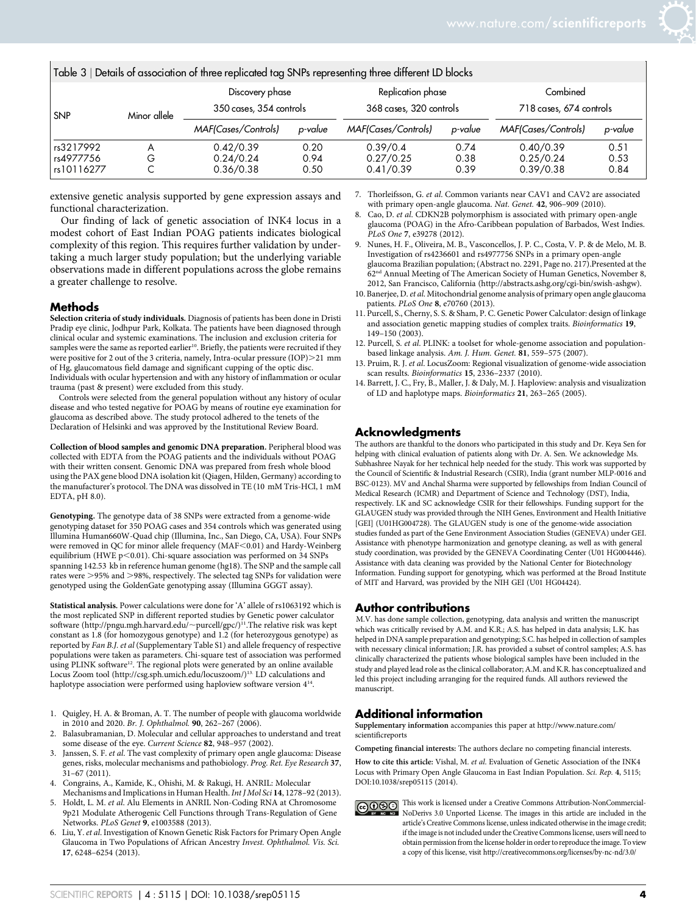Table 3 | Details of association of three replicated tag SNPs representing three different LD blocks

| SNP | Minor allele | Discovery phase 350 cases, 354 controls | | Replication phase 368 cases, 320 controls | | Combined 718 cases, 674 controls | |
|---|---|---|---|---|---|---|---|
| | | MAF(Cases/Controls) | p-value | MAF(Cases/Controls) | p-value | MAF(Cases/Controls) | p-value |
| rs3217992 | A | 0.42/0.39 | 0.20 | 0.39/0.4 | 0.74 | 0.40/0.39 | 0.51 |
| rs4977756 | G | 0.24/0.24 | 0.94 | 0.27/0.25 | 0.38 | 0.25/0.24 | 0.53 |
| rs10116277 | C | 0.36/0.38 | 0.50 | 0.41/0.39 | 0.39 | 0.39/0.38 | 0.84 |

extensive genetic analysis supported by gene expression assays and functional characterization.

Our finding of lack of genetic association of INK4 locus in a modest cohort of East Indian POAG patients indicates biological complexity of this region. This requires further validation by undertaking a much larger study population; but the underlying variable observations made in different populations across the globe remains a greater challenge to resolve.

## Methods

**Selection criteria of study individuals.** Diagnosis of patients has been done in Dristi Pradip eye clinic, Jodhpur Park, Kolkata. The patients have been diagnosed through clinical ocular and systemic examinations. The inclusion and exclusion criteria for samples were the same as reported earlier[10]. Briefly, the patients were recruited if they were positive for 2 out of the 3 criteria, namely, Intra-ocular pressure (IOP)>21 mm of Hg, glaucomatous field damage and significant cupping of the optic disc. Individuals with ocular hypertension and with any history of inflammation or ocular trauma (past & present) were excluded from this study.

Controls were selected from the general population without any history of ocular disease and who tested negative for POAG by means of routine eye examination for glaucoma as described above. The study protocol adhered to the tenets of the Declaration of Helsinki and was approved by the Institutional Review Board.

**Collection of blood samples and genomic DNA preparation.** Peripheral blood was collected with EDTA from the POAG patients and the individuals without POAG with their written consent. Genomic DNA was prepared from fresh whole blood using the PAX gene blood DNA isolation kit (Qiagen, Hilden, Germany) according to the manufacturer's protocol. The DNA was dissolved in TE (10 mM Tris-HCl, 1 mM EDTA, pH 8.0).

**Genotyping.** The genotype data of 38 SNPs were extracted from a genome-wide genotyping dataset for 350 POAG cases and 354 controls which was generated using Illumina Human660W-Quad chip (Illumina, Inc., San Diego, CA, USA). Four SNPs were removed in QC for minor allele frequency (MAF<0.01) and Hardy-Weinberg equilibrium (HWE p<0.01). Chi-square association was performed on 34 SNPs spanning 142.53 kb in reference human genome (hg18). The SNP and the sample call rates were >95% and >98%, respectively. The selected tag SNPs for validation were genotyped using the GoldenGate genotyping assay (Illumina GGGT assay).

**Statistical analysis.** Power calculations were done for 'A' allele of rs1063192 which is the most replicated SNP in different reported studies by Genetic power calculator software (http://pngu.mgh.harvard.edu/~purcell/gpc/)[11]. The relative risk was kept constant as 1.8 (for homozygous genotype) and 1.2 (for heterozygous genotype) as reported by *Fan B.J. et al* (Supplementary Table S1) and allele frequency of respective populations were taken as parameters. Chi-square test of association was performed using PLINK software[12]. The regional plots were generated by an online available Locus Zoom tool (http://csg.sph.umich.edu/locuszoom/)[13]. LD calculations and haplotype association were performed using haploview software version 4[14].

1. Quigley, H. A. & Broman, A. T. The number of people with glaucoma worldwide in 2010 and 2020. *Br. J. Ophthalmol.* **90**, 262–267 (2006).
2. Balasubramanian, D. Molecular and cellular approaches to understand and treat some disease of the eye. *Current Science* **82**, 948–957 (2002).
3. Janssen, S. F. *et al.* The vast complexity of primary open angle glaucoma: Disease genes, risks, molecular mechanisms and pathobiology. *Prog. Ret. Eye Research* **37**, 31–67 (2011).
4. Congrains, A., Kamide, K., Ohishi, M. & Rakugi, H. ANRIL: Molecular Mechanisms and Implications in Human Health. *Int J Mol Sci* **14**, 1278–92 (2013).
5. Holdt, L. M. *et al.* Alu Elements in ANRIL Non-Coding RNA at Chromosome 9p21 Modulate Atherogenic Cell Functions through Trans-Regulation of Gene Networks. *PLoS Genet* **9**, e1003588 (2013).
6. Liu, Y. *et al.* Investigation of Known Genetic Risk Factors for Primary Open Angle Glaucoma in Two Populations of African Ancestry *Invest. Ophthalmol. Vis. Sci.* **17**, 6248–6254 (2013).
7. Thorleifsson, G. *et al.* Common variants near CAV1 and CAV2 are associated with primary open-angle glaucoma. *Nat. Genet.* **42**, 906–909 (2010).
8. Cao, D. *et al.* CDKN2B polymorphism is associated with primary open-angle glaucoma (POAG) in the Afro-Caribbean population of Barbados, West Indies. *PLoS One* **7**, e39278 (2012).
9. Nunes, H. F., Oliveira, M. B., Vasconcellos, J. P. C., Costa, V. P. & de Melo, M. B. Investigation of rs4236601 and rs4977756 SNPs in a primary open-angle glaucoma Brazilian population; (Abstract no. 2291, Page no. 217).Presented at the 62nd Annual Meeting of The American Society of Human Genetics, November 8, 2012, San Francisco, California (http://abstracts.ashg.org/cgi-bin/swish-ashgw).
10. Banerjee, D. *et al.* Mitochondrial genome analysis of primary open angle glaucoma patients. *PLoS One* **8**, e70760 (2013).
11. Purcell, S., Cherny, S. S. & Sham, P. C. Genetic Power Calculator: design of linkage and association genetic mapping studies of complex traits. *Bioinformatics* **19**, 149–150 (2003).
12. Purcell, S. *et al.* PLINK: a toolset for whole-genome association and population-based linkage analysis. *Am. J. Hum. Genet.* **81**, 559–575 (2007).
13. Pruim, R. J. *et al.* LocusZoom: Regional visualization of genome-wide association scan results. *Bioinformatics* **15**, 2336–2337 (2010).
14. Barrett, J. C., Fry, B., Maller, J. & Daly, M. J. Haploview: analysis and visualization of LD and haplotype maps. *Bioinformatics* **21**, 263–265 (2005).

## Acknowledgments

The authors are thankful to the donors who participated in this study and Dr. Keya Sen for helping with clinical evaluation of patients along with Dr. A. Sen. We acknowledge Ms. Subhashree Nayak for her technical help needed for the study. This work was supported by the Council of Scientific & Industrial Research (CSIR), India (grant number MLP-0016 and BSC-0123). MV and Anchal Sharma were supported by fellowships from Indian Council of Medical Research (ICMR) and Department of Science and Technology (DST), India, respectively. LK and SC acknowledge CSIR for their fellowships. Funding support for the GLAUGEN study was provided through the NIH Genes, Environment and Health Initiative [GEI] (U01HG004728). The GLAUGEN study is one of the genome-wide association studies funded as part of the Gene Environment Association Studies (GENEVA) under GEI. Assistance with phenotype harmonization and genotype cleaning, as well as with general study coordination, was provided by the GENEVA Coordinating Center (U01 HG004446). Assistance with data cleaning was provided by the National Center for Biotechnology Information. Funding support for genotyping, which was performed at the Broad Institute of MIT and Harvard, was provided by the NIH GEI (U01 HG04424).

## Author contributions

M.V. has done sample collection, genotyping, data analysis and written the manuscript which was critically revised by A.M. and K.R.; A.S. has helped in data analysis; L.K. has helped in DNA sample preparation and genotyping; S.C. has helped in collection of samples with necessary clinical information; J.R. has provided a subset of control samples; A.S. has clinically characterized the patients whose biological samples have been included in the study and played lead role as the clinical collaborator; A.M. and K.R. has conceptualized and led this project including arranging for the required funds. All authors reviewed the manuscript.

## Additional information

**Supplementary information** accompanies this paper at http://www.nature.com/scientificreports

**Competing financial interests:** The authors declare no competing financial interests.

**How to cite this article:** Vishal, M. *et al.* Evaluation of Genetic Association of the INK4 Locus with Primary Open Angle Glaucoma in East Indian Population. *Sci. Rep.* **4**, 5115; DOI:10.1038/srep05115 (2014).

This work is licensed under a Creative Commons Attribution-NonCommercial-NoDerivs 3.0 Unported License. The images in this article are included in the article's Creative Commons license, unless indicated otherwise in the image credit; if the image is not included under the Creative Commons license, users will need to obtain permission from the license holder in order to reproduce the image. To view a copy of this license, visit http://creativecommons.org/licenses/by-nc-nd/3.0/